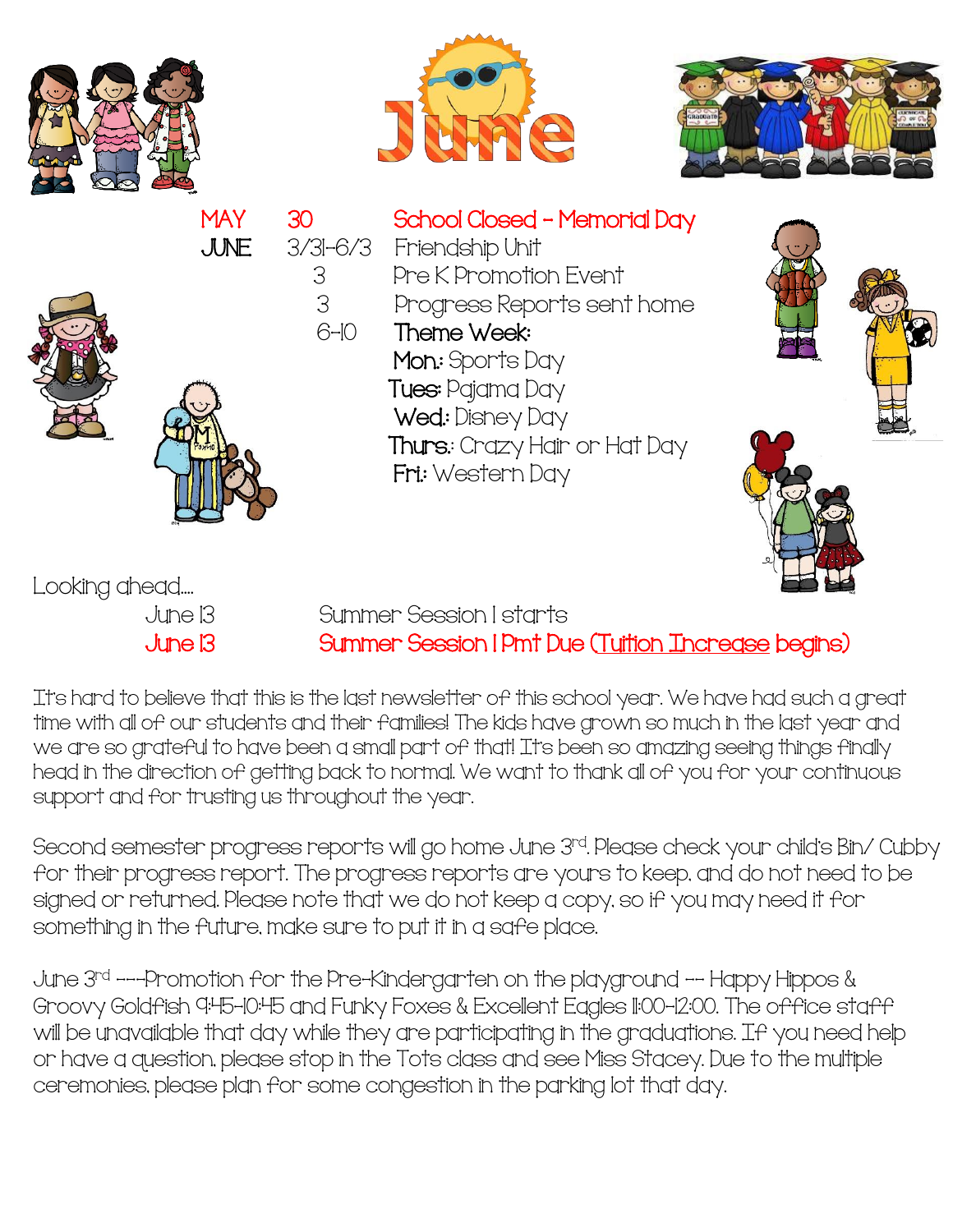# June

| | | |
|---|---|---|
| MAY | 30 | School Closed – Memorial Day |
| JUNE | 3/31-6/3 | Friendship Unit |
| | 3 | Pre K Promotion Event |
| | 3 | Progress Reports sent home |
| | 6-10 | **Theme Week:** |
| | | **Mon.:** Sports Day |
| | | **Tues:** Pajama Day |
| | | **Wed.:** Disney Day |
| | | **Thurs.:** Crazy Hair or Hat Day |
| | | **Fri.:** Western Day |

Looking ahead....

| | |
|---|---|
| June 13 | Summer Session I starts |
| June 13 | Summer Session I Pmt Due (Tuition Increase begins) |

It's hard to believe that this is the last newsletter of this school year. We have had such a great time with all of our students and their families! The kids have grown so much in the last year and we are so grateful to have been a small part of that! It's been so amazing seeing things finally head in the direction of getting back to normal. We want to thank all of you for your continuous support and for trusting us throughout the year.

Second semester progress reports will go home June 3rd. Please check your child's Bin/ Cubby for their progress report. The progress reports are yours to keep, and do not need to be signed or returned. Please note that we do not keep a copy, so if you may need it for something in the future, make sure to put it in a safe place.

June 3rd ---Promotion for the Pre-Kindergarten on the playground -- Happy Hippos & Groovy Goldfish 9:45-10:45 and Funky Foxes & Excellent Eagles 11:00-12:00. The office staff will be unavailable that day while they are participating in the graduations. If you need help or have a question, please stop in the Tots class and see Miss Stacey. Due to the multiple ceremonies, please plan for some congestion in the parking lot that day.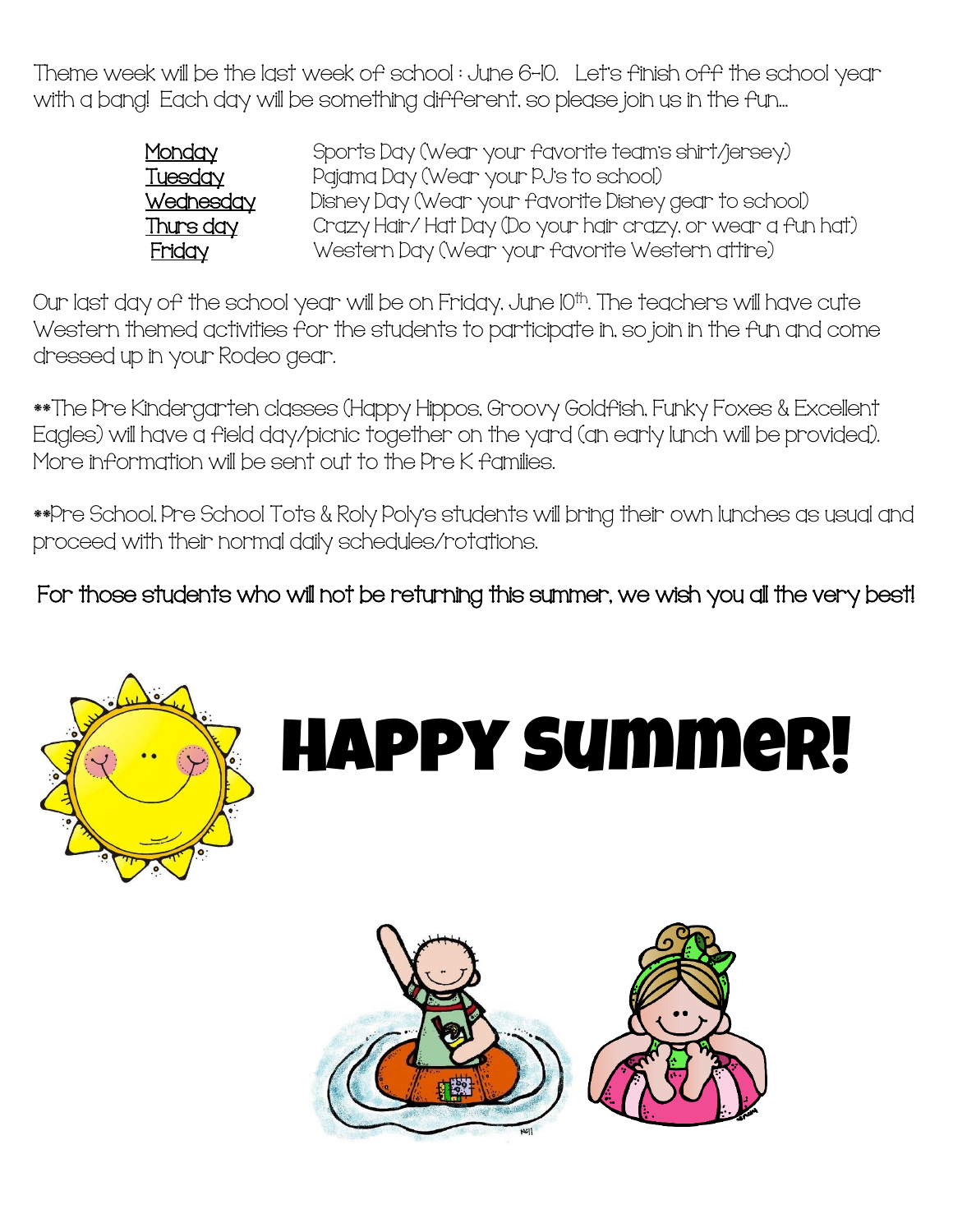Theme week will be the last week of school : June 6-10. Let's finish off the school year with a bang! Each day will be something different, so please join us in the fun...

| | |
|---|---|
| Monday | Sports Day (Wear your favorite team's shirt/jersey) |
| Tuesday | Pajama Day (Wear your PJ's to school) |
| Wednesday | Disney Day (Wear your favorite Disney gear to school) |
| Thurs day | Crazy Hair/ Hat Day (Do your hair crazy, or wear a fun hat) |
| Friday | Western Day (Wear your favorite Western attire) |

Our last day of the school year will be on Friday, June 10th. The teachers will have cute Western themed activities for the students to participate in, so join in the fun and come dressed up in your Rodeo gear.

**The Pre Kindergarten classes (Happy Hippos, Groovy Goldfish, Funky Foxes & Excellent Eagles) will have a field day/picnic together on the yard (an early lunch will be provided). More information will be sent out to the Pre K families.

**Pre School, Pre School Tots & Roly Poly's students will bring their own lunches as usual and proceed with their normal daily schedules/rotations.

For those students who will not be returning this summer, we wish you all the very best!

# HAPPY SUMMER!